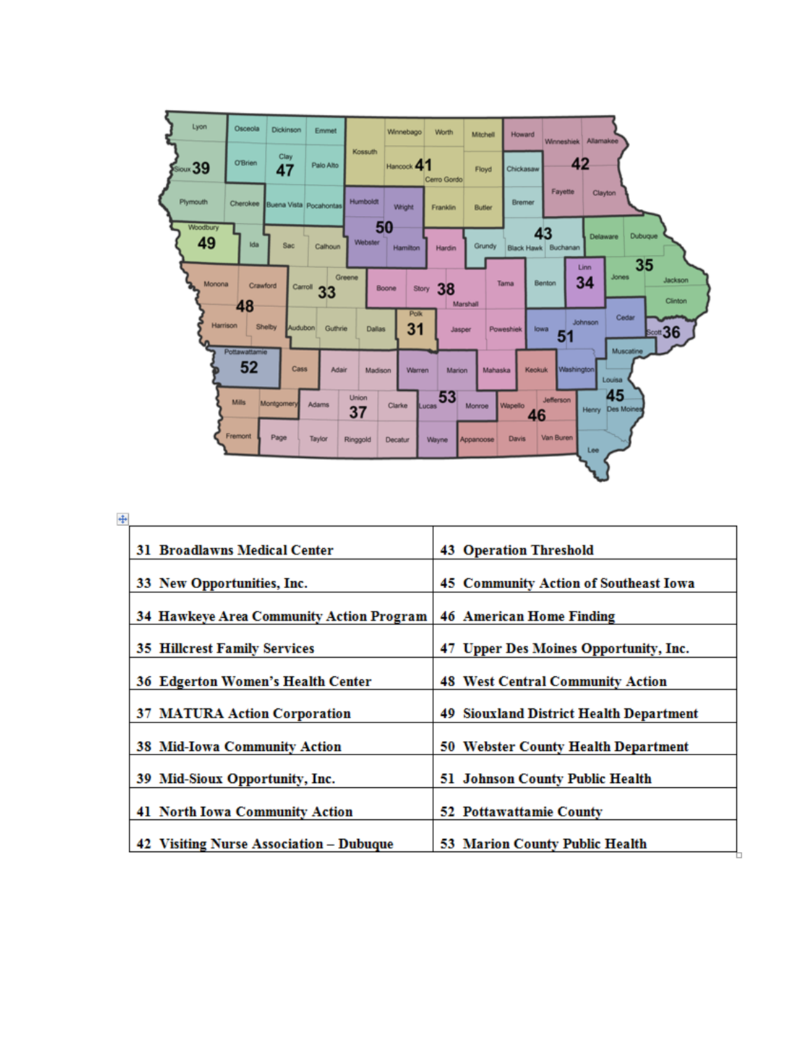| 31 Broadlawns Medical Center | 43 Operation Threshold |
|---|---|
| 33 New Opportunities, Inc. | 45 Community Action of Southeast Iowa |
| 34 Hawkeye Area Community Action Program | 46 American Home Finding |
| 35 Hillcrest Family Services | 47 Upper Des Moines Opportunity, Inc. |
| 36 Edgerton Women's Health Center | 48 West Central Community Action |
| 37 MATURA Action Corporation | 49 Siouxland District Health Department |
| 38 Mid-Iowa Community Action | 50 Webster County Health Department |
| 39 Mid-Sioux Opportunity, Inc. | 51 Johnson County Public Health |
| 41 North Iowa Community Action | 52 Pottawattamie County |
| 42 Visiting Nurse Association – Dubuque | 53 Marion County Public Health |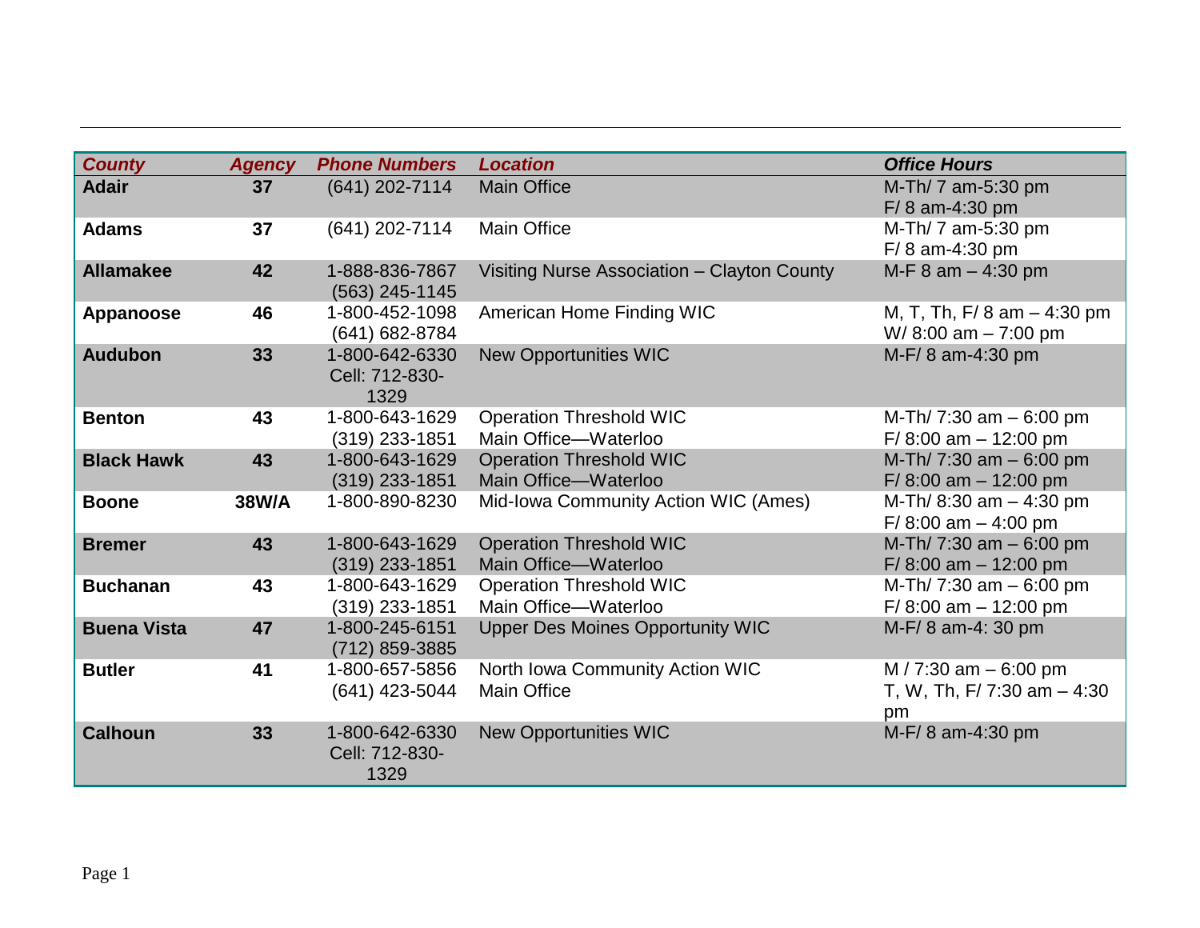| County | Agency | Phone Numbers | Location | Office Hours |
|---|---|---|---|---|
| **Adair** | **37** | (641) 202-7114 | Main Office | M-Th/ 7 am-5:30 pm<br>F/ 8 am-4:30 pm |
| **Adams** | **37** | (641) 202-7114 | Main Office | M-Th/ 7 am-5:30 pm<br>F/ 8 am-4:30 pm |
| **Allamakee** | **42** | 1-888-836-7867<br>(563) 245-1145 | Visiting Nurse Association – Clayton County | M-F 8 am – 4:30 pm |
| **Appanoose** | **46** | 1-800-452-1098<br>(641) 682-8784 | American Home Finding WIC | M, T, Th, F/ 8 am – 4:30 pm<br>W/ 8:00 am – 7:00 pm |
| **Audubon** | **33** | 1-800-642-6330<br>Cell: 712-830-1329 | New Opportunities WIC | M-F/ 8 am-4:30 pm |
| **Benton** | **43** | 1-800-643-1629<br>(319) 233-1851 | Operation Threshold WIC<br>Main Office—Waterloo | M-Th/ 7:30 am – 6:00 pm<br>F/ 8:00 am – 12:00 pm |
| **Black Hawk** | **43** | 1-800-643-1629<br>(319) 233-1851 | Operation Threshold WIC<br>Main Office—Waterloo | M-Th/ 7:30 am – 6:00 pm<br>F/ 8:00 am – 12:00 pm |
| **Boone** | **38W/A** | 1-800-890-8230 | Mid-Iowa Community Action WIC (Ames) | M-Th/ 8:30 am – 4:30 pm<br>F/ 8:00 am – 4:00 pm |
| **Bremer** | **43** | 1-800-643-1629<br>(319) 233-1851 | Operation Threshold WIC<br>Main Office—Waterloo | M-Th/ 7:30 am – 6:00 pm<br>F/ 8:00 am – 12:00 pm |
| **Buchanan** | **43** | 1-800-643-1629<br>(319) 233-1851 | Operation Threshold WIC<br>Main Office—Waterloo | M-Th/ 7:30 am – 6:00 pm<br>F/ 8:00 am – 12:00 pm |
| **Buena Vista** | **47** | 1-800-245-6151<br>(712) 859-3885 | Upper Des Moines Opportunity WIC | M-F/ 8 am-4: 30 pm |
| **Butler** | **41** | 1-800-657-5856<br>(641) 423-5044 | North Iowa Community Action WIC<br>Main Office | M / 7:30 am – 6:00 pm<br>T, W, Th, F/ 7:30 am – 4:30 pm |
| **Calhoun** | **33** | 1-800-642-6330<br>Cell: 712-830-1329 | New Opportunities WIC | M-F/ 8 am-4:30 pm |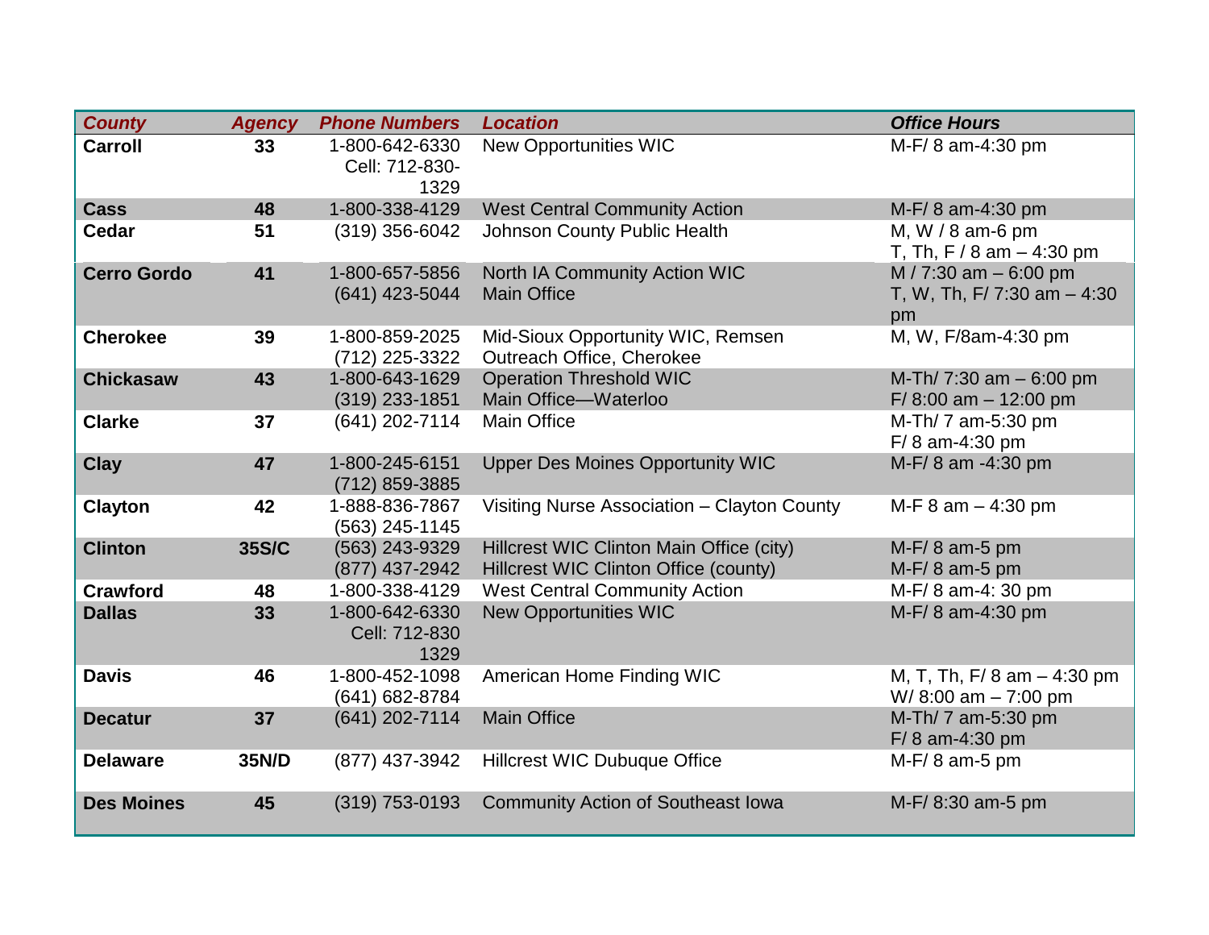| County | Agency | Phone Numbers | Location | Office Hours |
|---|---|---|---|---|
| **Carroll** | **33** | 1-800-642-6330 Cell: 712-830-1329 | New Opportunities WIC | M-F/ 8 am-4:30 pm |
| **Cass** | **48** | 1-800-338-4129 | West Central Community Action | M-F/ 8 am-4:30 pm |
| **Cedar** | **51** | (319) 356-6042 | Johnson County Public Health | M, W / 8 am-6 pm<br>T, Th, F / 8 am – 4:30 pm |
| **Cerro Gordo** | **41** | 1-800-657-5856<br>(641) 423-5044 | North IA Community Action WIC<br>Main Office | M / 7:30 am – 6:00 pm<br>T, W, Th, F/ 7:30 am – 4:30 pm |
| **Cherokee** | **39** | 1-800-859-2025<br>(712) 225-3322 | Mid-Sioux Opportunity WIC, Remsen<br>Outreach Office, Cherokee | M, W, F/8am-4:30 pm |
| **Chickasaw** | **43** | 1-800-643-1629<br>(319) 233-1851 | Operation Threshold WIC<br>Main Office—Waterloo | M-Th/ 7:30 am – 6:00 pm<br>F/ 8:00 am – 12:00 pm |
| **Clarke** | **37** | (641) 202-7114 | Main Office | M-Th/ 7 am-5:30 pm<br>F/ 8 am-4:30 pm |
| **Clay** | **47** | 1-800-245-6151<br>(712) 859-3885 | Upper Des Moines Opportunity WIC | M-F/ 8 am -4:30 pm |
| **Clayton** | **42** | 1-888-836-7867<br>(563) 245-1145 | Visiting Nurse Association – Clayton County | M-F 8 am – 4:30 pm |
| **Clinton** | **35S/C** | (563) 243-9329<br>(877) 437-2942 | Hillcrest WIC Clinton Main Office (city)<br>Hillcrest WIC Clinton Office (county) | M-F/ 8 am-5 pm<br>M-F/ 8 am-5 pm |
| **Crawford** | **48** | 1-800-338-4129 | West Central Community Action | M-F/ 8 am-4: 30 pm |
| **Dallas** | **33** | 1-800-642-6330 Cell: 712-830 1329 | New Opportunities WIC | M-F/ 8 am-4:30 pm |
| **Davis** | **46** | 1-800-452-1098<br>(641) 682-8784 | American Home Finding WIC | M, T, Th, F/ 8 am – 4:30 pm<br>W/ 8:00 am – 7:00 pm |
| **Decatur** | **37** | (641) 202-7114 | Main Office | M-Th/ 7 am-5:30 pm<br>F/ 8 am-4:30 pm |
| **Delaware** | **35N/D** | (877) 437-3942 | Hillcrest WIC Dubuque Office | M-F/ 8 am-5 pm |
| **Des Moines** | **45** | (319) 753-0193 | Community Action of Southeast Iowa | M-F/ 8:30 am-5 pm |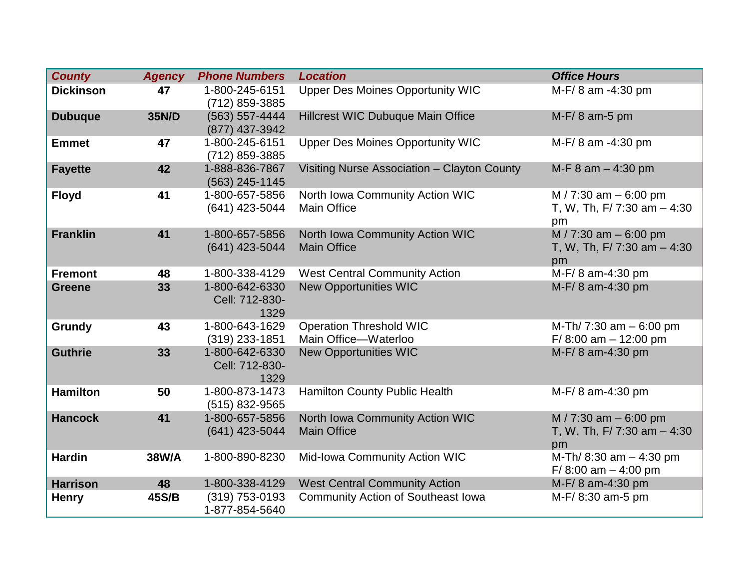| County | Agency | Phone Numbers | Location | Office Hours |
|---|---|---|---|---|
| **Dickinson** | **47** | 1-800-245-6151<br>(712) 859-3885 | Upper Des Moines Opportunity WIC | M-F/ 8 am -4:30 pm |
| **Dubuque** | **35N/D** | (563) 557-4444<br>(877) 437-3942 | Hillcrest WIC Dubuque Main Office | M-F/ 8 am-5 pm |
| **Emmet** | **47** | 1-800-245-6151<br>(712) 859-3885 | Upper Des Moines Opportunity WIC | M-F/ 8 am -4:30 pm |
| **Fayette** | **42** | 1-888-836-7867<br>(563) 245-1145 | Visiting Nurse Association – Clayton County | M-F 8 am – 4:30 pm |
| **Floyd** | **41** | 1-800-657-5856<br>(641) 423-5044 | North Iowa Community Action WIC<br>Main Office | M / 7:30 am – 6:00 pm<br>T, W, Th, F/ 7:30 am – 4:30 pm |
| **Franklin** | **41** | 1-800-657-5856<br>(641) 423-5044 | North Iowa Community Action WIC<br>Main Office | M / 7:30 am – 6:00 pm<br>T, W, Th, F/ 7:30 am – 4:30 pm |
| **Fremont** | **48** | 1-800-338-4129 | West Central Community Action | M-F/ 8 am-4:30 pm |
| **Greene** | **33** | 1-800-642-6330<br>Cell: 712-830-1329 | New Opportunities WIC | M-F/ 8 am-4:30 pm |
| **Grundy** | **43** | 1-800-643-1629<br>(319) 233-1851 | Operation Threshold WIC<br>Main Office—Waterloo | M-Th/ 7:30 am – 6:00 pm<br>F/ 8:00 am – 12:00 pm |
| **Guthrie** | **33** | 1-800-642-6330<br>Cell: 712-830-1329 | New Opportunities WIC | M-F/ 8 am-4:30 pm |
| **Hamilton** | **50** | 1-800-873-1473<br>(515) 832-9565 | Hamilton County Public Health | M-F/ 8 am-4:30 pm |
| **Hancock** | **41** | 1-800-657-5856<br>(641) 423-5044 | North Iowa Community Action WIC<br>Main Office | M / 7:30 am – 6:00 pm<br>T, W, Th, F/ 7:30 am – 4:30 pm |
| **Hardin** | **38W/A** | 1-800-890-8230 | Mid-Iowa Community Action WIC | M-Th/ 8:30 am – 4:30 pm<br>F/ 8:00 am – 4:00 pm |
| **Harrison** | **48** | 1-800-338-4129 | West Central Community Action | M-F/ 8 am-4:30 pm |
| **Henry** | **45S/B** | (319) 753-0193<br>1-877-854-5640 | Community Action of Southeast Iowa | M-F/ 8:30 am-5 pm |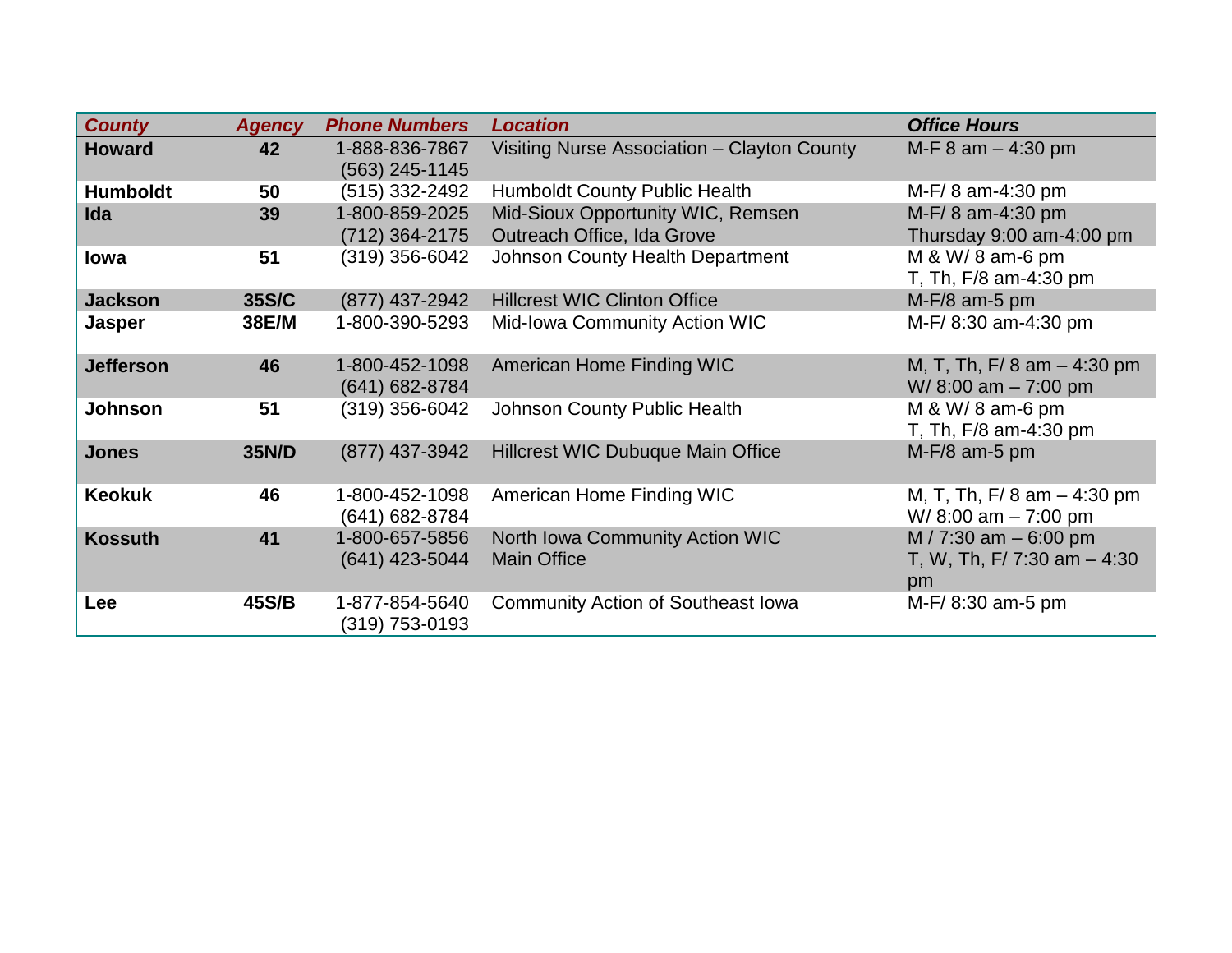| *County* | *Agency* | *Phone Numbers* | *Location* | *Office Hours* |
|---|---|---|---|---|
| **Howard** | **42** | 1-888-836-7867<br>(563) 245-1145 | Visiting Nurse Association – Clayton County | M-F 8 am – 4:30 pm |
| **Humboldt** | **50** | (515) 332-2492 | Humboldt County Public Health | M-F/ 8 am-4:30 pm |
| **Ida** | **39** | 1-800-859-2025<br>(712) 364-2175 | Mid-Sioux Opportunity WIC, Remsen<br>Outreach Office, Ida Grove | M-F/ 8 am-4:30 pm<br>Thursday 9:00 am-4:00 pm |
| **Iowa** | **51** | (319) 356-6042 | Johnson County Health Department | M & W/ 8 am-6 pm<br>T, Th, F/8 am-4:30 pm |
| **Jackson** | **35S/C** | (877) 437-2942 | Hillcrest WIC Clinton Office | M-F/8 am-5 pm |
| **Jasper** | **38E/M** | 1-800-390-5293 | Mid-Iowa Community Action WIC | M-F/ 8:30 am-4:30 pm |
| **Jefferson** | **46** | 1-800-452-1098<br>(641) 682-8784 | American Home Finding WIC | M, T, Th, F/ 8 am – 4:30 pm<br>W/ 8:00 am – 7:00 pm |
| **Johnson** | **51** | (319) 356-6042 | Johnson County Public Health | M & W/ 8 am-6 pm<br>T, Th, F/8 am-4:30 pm |
| **Jones** | **35N/D** | (877) 437-3942 | Hillcrest WIC Dubuque Main Office | M-F/8 am-5 pm |
| **Keokuk** | **46** | 1-800-452-1098<br>(641) 682-8784 | American Home Finding WIC | M, T, Th, F/ 8 am – 4:30 pm<br>W/ 8:00 am – 7:00 pm |
| **Kossuth** | **41** | 1-800-657-5856<br>(641) 423-5044 | North Iowa Community Action WIC<br>Main Office | M / 7:30 am – 6:00 pm<br>T, W, Th, F/ 7:30 am – 4:30 pm |
| **Lee** | **45S/B** | 1-877-854-5640<br>(319) 753-0193 | Community Action of Southeast Iowa | M-F/ 8:30 am-5 pm |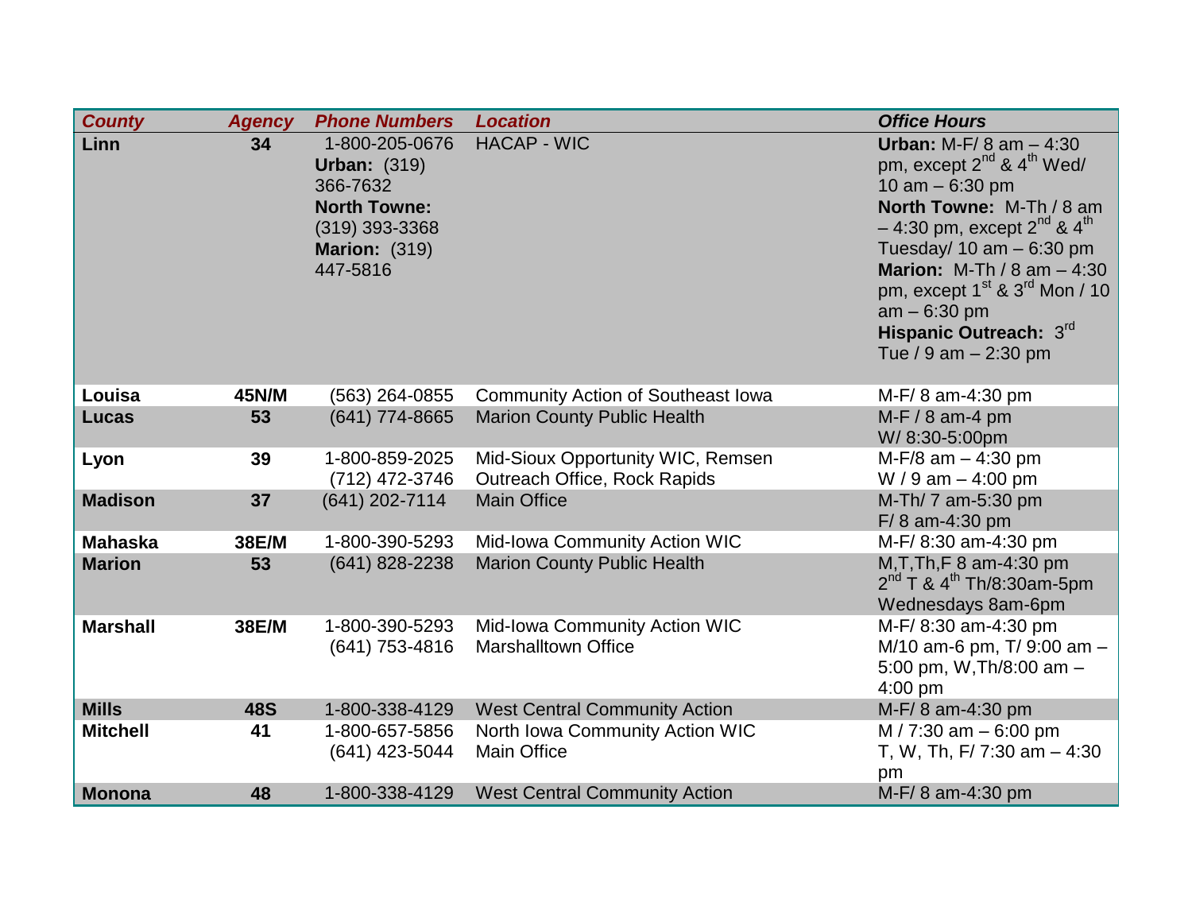| County | Agency | Phone Numbers | Location | Office Hours |
|---|---|---|---|---|
| **Linn** | **34** | 1-800-205-0676 **Urban:** (319) 366-7632 **North Towne:** (319) 393-3368 **Marion:** (319) 447-5816 | HACAP - WIC | **Urban:** M-F/ 8 am – 4:30 pm, except 2nd & 4th Wed/ 10 am – 6:30 pm **North Towne:** M-Th / 8 am – 4:30 pm, except 2nd & 4th Tuesday/ 10 am – 6:30 pm **Marion:** M-Th / 8 am – 4:30 pm, except 1st & 3rd Mon / 10 am – 6:30 pm **Hispanic Outreach:** 3rd Tue / 9 am – 2:30 pm |
| **Louisa** | **45N/M** | (563) 264-0855 | Community Action of Southeast Iowa | M-F/ 8 am-4:30 pm |
| **Lucas** | **53** | (641) 774-8665 | Marion County Public Health | M-F / 8 am-4 pm W/ 8:30-5:00pm |
| **Lyon** | **39** | 1-800-859-2025 (712) 472-3746 | Mid-Sioux Opportunity WIC, Remsen Outreach Office, Rock Rapids | M-F/8 am – 4:30 pm W / 9 am – 4:00 pm |
| **Madison** | **37** | (641) 202-7114 | Main Office | M-Th/ 7 am-5:30 pm F/ 8 am-4:30 pm |
| **Mahaska** | **38E/M** | 1-800-390-5293 | Mid-Iowa Community Action WIC | M-F/ 8:30 am-4:30 pm |
| **Marion** | **53** | (641) 828-2238 | Marion County Public Health | M,T,Th,F 8 am-4:30 pm 2nd T & 4th Th/8:30am-5pm Wednesdays 8am-6pm |
| **Marshall** | **38E/M** | 1-800-390-5293 (641) 753-4816 | Mid-Iowa Community Action WIC Marshalltown Office | M-F/ 8:30 am-4:30 pm M/10 am-6 pm, T/ 9:00 am – 5:00 pm, W,Th/8:00 am – 4:00 pm |
| **Mills** | **48S** | 1-800-338-4129 | West Central Community Action | M-F/ 8 am-4:30 pm |
| **Mitchell** | **41** | 1-800-657-5856 (641) 423-5044 | North Iowa Community Action WIC Main Office | M / 7:30 am – 6:00 pm T, W, Th, F/ 7:30 am – 4:30 pm |
| **Monona** | **48** | 1-800-338-4129 | West Central Community Action | M-F/ 8 am-4:30 pm |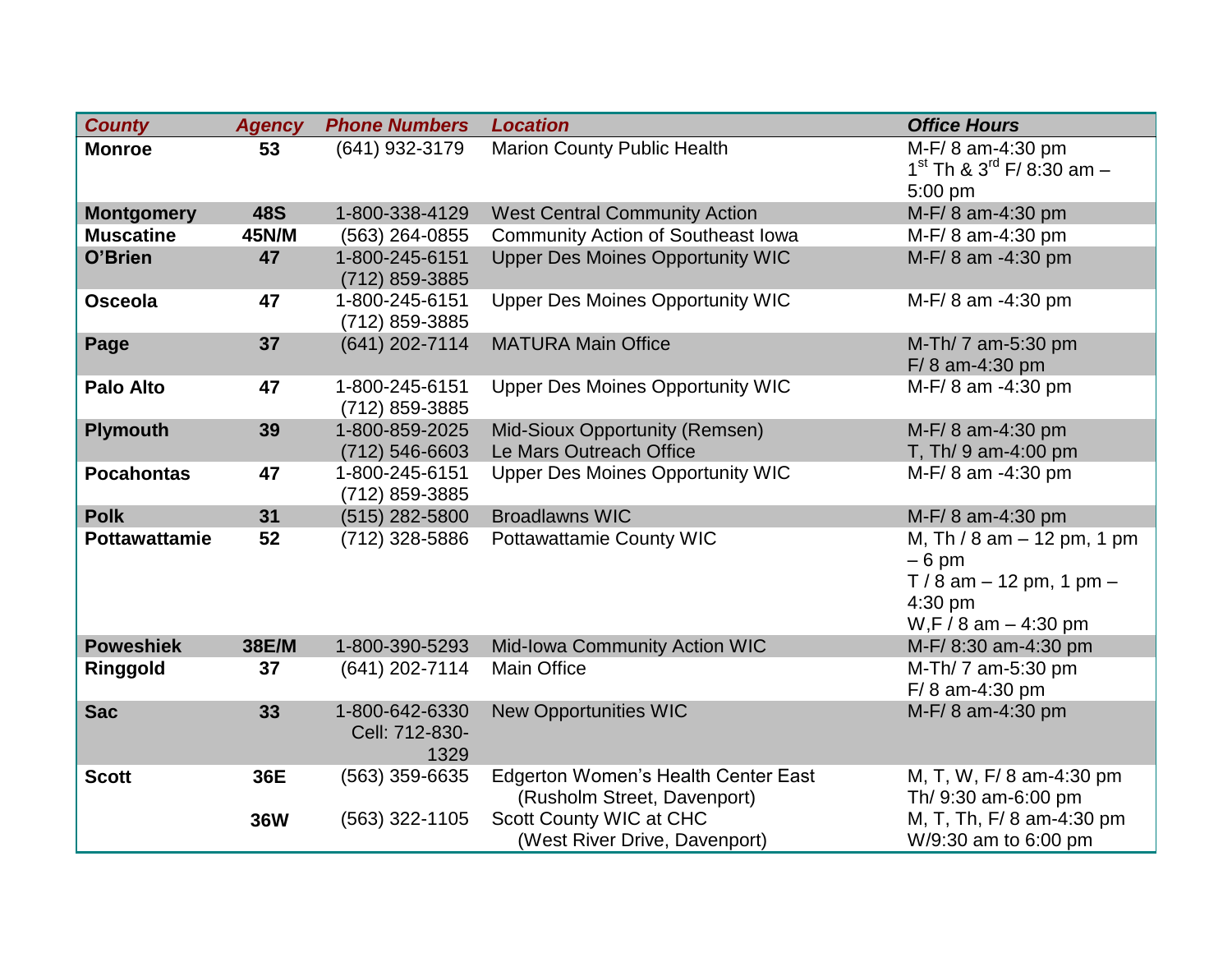| County | Agency | Phone Numbers | Location | Office Hours |
|---|---|---|---|---|
| **Monroe** | **53** | (641) 932-3179 | Marion County Public Health | M-F/ 8 am-4:30 pm<br>1st Th & 3rd F/ 8:30 am – 5:00 pm |
| **Montgomery** | **48S** | 1-800-338-4129 | West Central Community Action | M-F/ 8 am-4:30 pm |
| **Muscatine** | **45N/M** | (563) 264-0855 | Community Action of Southeast Iowa | M-F/ 8 am-4:30 pm |
| **O'Brien** | **47** | 1-800-245-6151<br>(712) 859-3885 | Upper Des Moines Opportunity WIC | M-F/ 8 am -4:30 pm |
| **Osceola** | **47** | 1-800-245-6151<br>(712) 859-3885 | Upper Des Moines Opportunity WIC | M-F/ 8 am -4:30 pm |
| **Page** | **37** | (641) 202-7114 | MATURA Main Office | M-Th/ 7 am-5:30 pm<br>F/ 8 am-4:30 pm |
| **Palo Alto** | **47** | 1-800-245-6151<br>(712) 859-3885 | Upper Des Moines Opportunity WIC | M-F/ 8 am -4:30 pm |
| **Plymouth** | **39** | 1-800-859-2025<br>(712) 546-6603 | Mid-Sioux Opportunity (Remsen)<br>Le Mars Outreach Office | M-F/ 8 am-4:30 pm<br>T, Th/ 9 am-4:00 pm |
| **Pocahontas** | **47** | 1-800-245-6151<br>(712) 859-3885 | Upper Des Moines Opportunity WIC | M-F/ 8 am -4:30 pm |
| **Polk** | **31** | (515) 282-5800 | Broadlawns WIC | M-F/ 8 am-4:30 pm |
| **Pottawattamie** | **52** | (712) 328-5886 | Pottawattamie County WIC | M, Th / 8 am – 12 pm, 1 pm – 6 pm<br>T / 8 am – 12 pm, 1 pm – 4:30 pm<br>W,F / 8 am – 4:30 pm |
| **Poweshiek** | **38E/M** | 1-800-390-5293 | Mid-Iowa Community Action WIC | M-F/ 8:30 am-4:30 pm |
| **Ringgold** | **37** | (641) 202-7114 | Main Office | M-Th/ 7 am-5:30 pm<br>F/ 8 am-4:30 pm |
| **Sac** | **33** | 1-800-642-6330<br>Cell: 712-830-1329 | New Opportunities WIC | M-F/ 8 am-4:30 pm |
| **Scott** | **36E** | (563) 359-6635 | Edgerton Women's Health Center East (Rusholm Street, Davenport) | M, T, W, F/ 8 am-4:30 pm<br>Th/ 9:30 am-6:00 pm |
| | **36W** | (563) 322-1105 | Scott County WIC at CHC (West River Drive, Davenport) | M, T, Th, F/ 8 am-4:30 pm<br>W/9:30 am to 6:00 pm |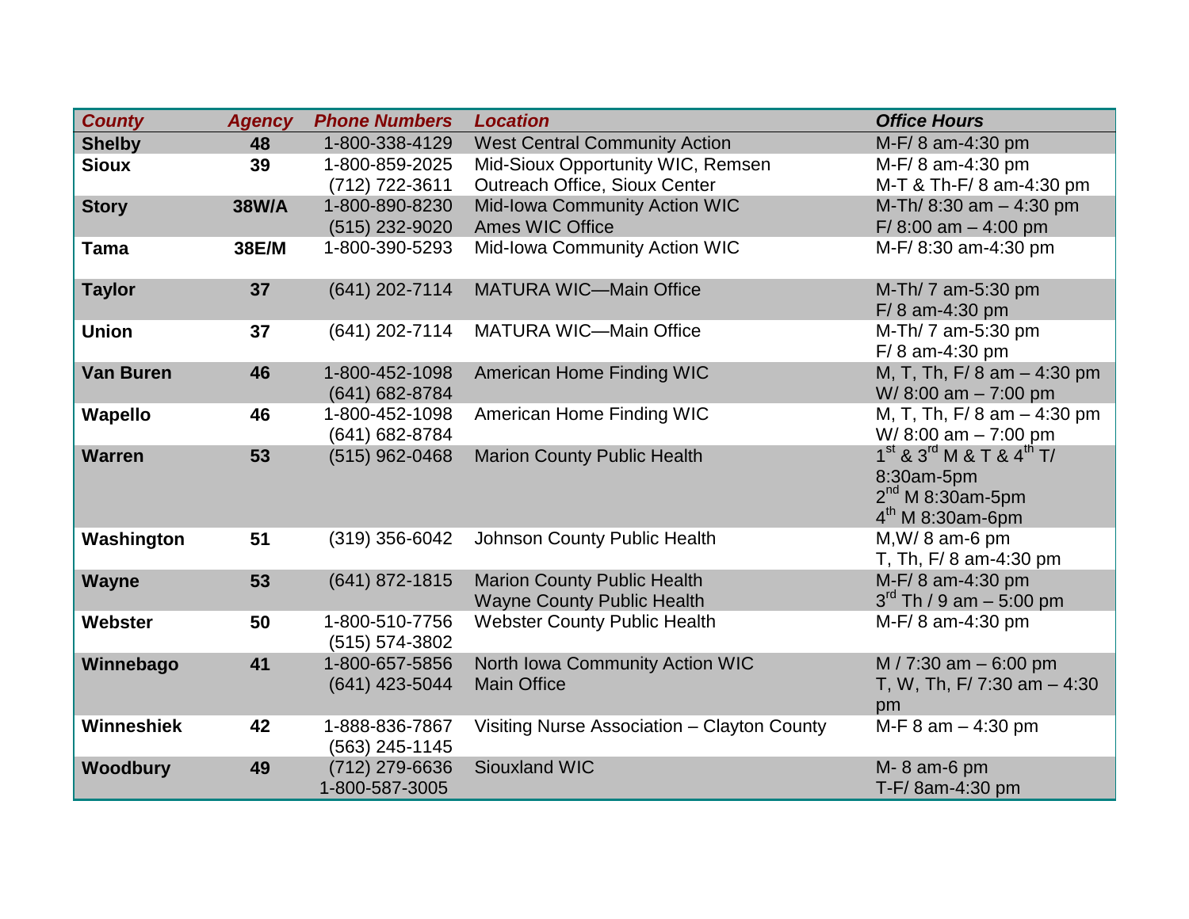| County | Agency | Phone Numbers | Location | Office Hours |
|---|---|---|---|---|
| **Shelby** | **48** | 1-800-338-4129 | West Central Community Action | M-F/ 8 am-4:30 pm |
| **Sioux** | **39** | 1-800-859-2025<br>(712) 722-3611 | Mid-Sioux Opportunity WIC, Remsen<br>Outreach Office, Sioux Center | M-F/ 8 am-4:30 pm<br>M-T & Th-F/ 8 am-4:30 pm |
| **Story** | **38W/A** | 1-800-890-8230<br>(515) 232-9020 | Mid-Iowa Community Action WIC<br>Ames WIC Office | M-Th/ 8:30 am – 4:30 pm<br>F/ 8:00 am – 4:00 pm |
| **Tama** | **38E/M** | 1-800-390-5293 | Mid-Iowa Community Action WIC | M-F/ 8:30 am-4:30 pm |
| **Taylor** | **37** | (641) 202-7114 | MATURA WIC—Main Office | M-Th/ 7 am-5:30 pm<br>F/ 8 am-4:30 pm |
| **Union** | **37** | (641) 202-7114 | MATURA WIC—Main Office | M-Th/ 7 am-5:30 pm<br>F/ 8 am-4:30 pm |
| **Van Buren** | **46** | 1-800-452-1098<br>(641) 682-8784 | American Home Finding WIC | M, T, Th, F/ 8 am – 4:30 pm<br>W/ 8:00 am – 7:00 pm |
| **Wapello** | **46** | 1-800-452-1098<br>(641) 682-8784 | American Home Finding WIC | M, T, Th, F/ 8 am – 4:30 pm<br>W/ 8:00 am – 7:00 pm |
| **Warren** | **53** | (515) 962-0468 | Marion County Public Health | 1st & 3rd M & T & 4th T/<br>8:30am-5pm<br>2nd M 8:30am-5pm<br>4th M 8:30am-6pm |
| **Washington** | **51** | (319) 356-6042 | Johnson County Public Health | M,W/ 8 am-6 pm<br>T, Th, F/ 8 am-4:30 pm |
| **Wayne** | **53** | (641) 872-1815 | Marion County Public Health<br>Wayne County Public Health | M-F/ 8 am-4:30 pm<br>3rd Th / 9 am – 5:00 pm |
| **Webster** | **50** | 1-800-510-7756<br>(515) 574-3802 | Webster County Public Health | M-F/ 8 am-4:30 pm |
| **Winnebago** | **41** | 1-800-657-5856<br>(641) 423-5044 | North Iowa Community Action WIC<br>Main Office | M / 7:30 am – 6:00 pm<br>T, W, Th, F/ 7:30 am – 4:30 pm |
| **Winneshiek** | **42** | 1-888-836-7867<br>(563) 245-1145 | Visiting Nurse Association – Clayton County | M-F 8 am – 4:30 pm |
| **Woodbury** | **49** | (712) 279-6636<br>1-800-587-3005 | Siouxland WIC | M- 8 am-6 pm<br>T-F/ 8am-4:30 pm |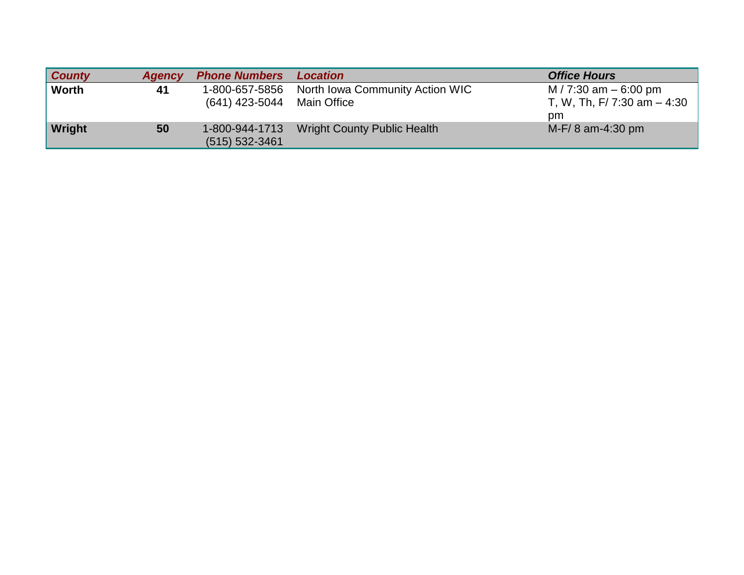| County | Agency | Phone Numbers | Location | Office Hours |
|---|---|---|---|---|
| **Worth** | **41** | 1-800-657-5856<br>(641) 423-5044 | North Iowa Community Action WIC<br>Main Office | M / 7:30 am – 6:00 pm<br>T, W, Th, F/ 7:30 am – 4:30 pm |
| **Wright** | **50** | 1-800-944-1713<br>(515) 532-3461 | Wright County Public Health | M-F/ 8 am-4:30 pm |